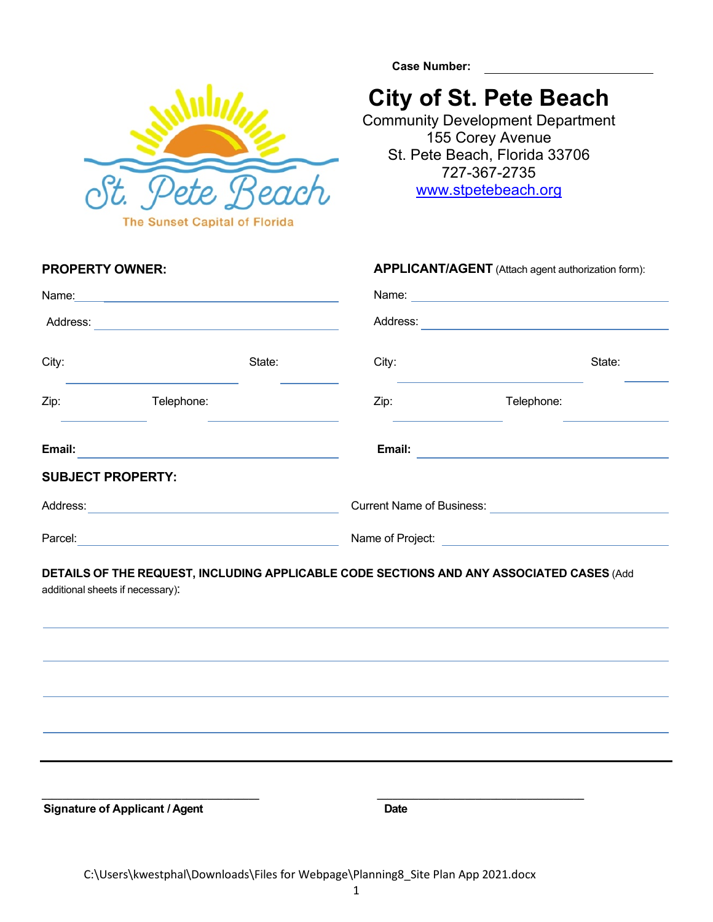Case Number: ____________________

# City of St. Pete Beach

Community Development Department
155 Corey Avenue
St. Pete Beach, Florida 33706
727-367-2735
www.stpetebeach.org

St. Pete Beach
The Sunset Capital of Florida

**PROPERTY OWNER:**

Name: ____________________

Address: ____________________

City: ____________________ State: ________

Zip: ________ Telephone: ____________

**Email:** ____________________

**APPLICANT/AGENT** (Attach agent authorization form):

Name: ____________________

Address: ____________________

City: ____________________ State: ________

Zip: ________ Telephone: ____________

**Email:** ____________________

**SUBJECT PROPERTY:**

Address: ____________________

Parcel: ____________________

Current Name of Business: ____________________

Name of Project: ____________________

**DETAILS OF THE REQUEST, INCLUDING APPLICABLE CODE SECTIONS AND ANY ASSOCIATED CASES** (Add additional sheets if necessary):

______________________________________________________________________

______________________________________________________________________

______________________________________________________________________

______________________________________________________________________

______________________________ ______________________________
**Signature of Applicant / Agent** **Date**

C:\Users\kwestphal\Downloads\Files for Webpage\Planning8_Site Plan App 2021.docx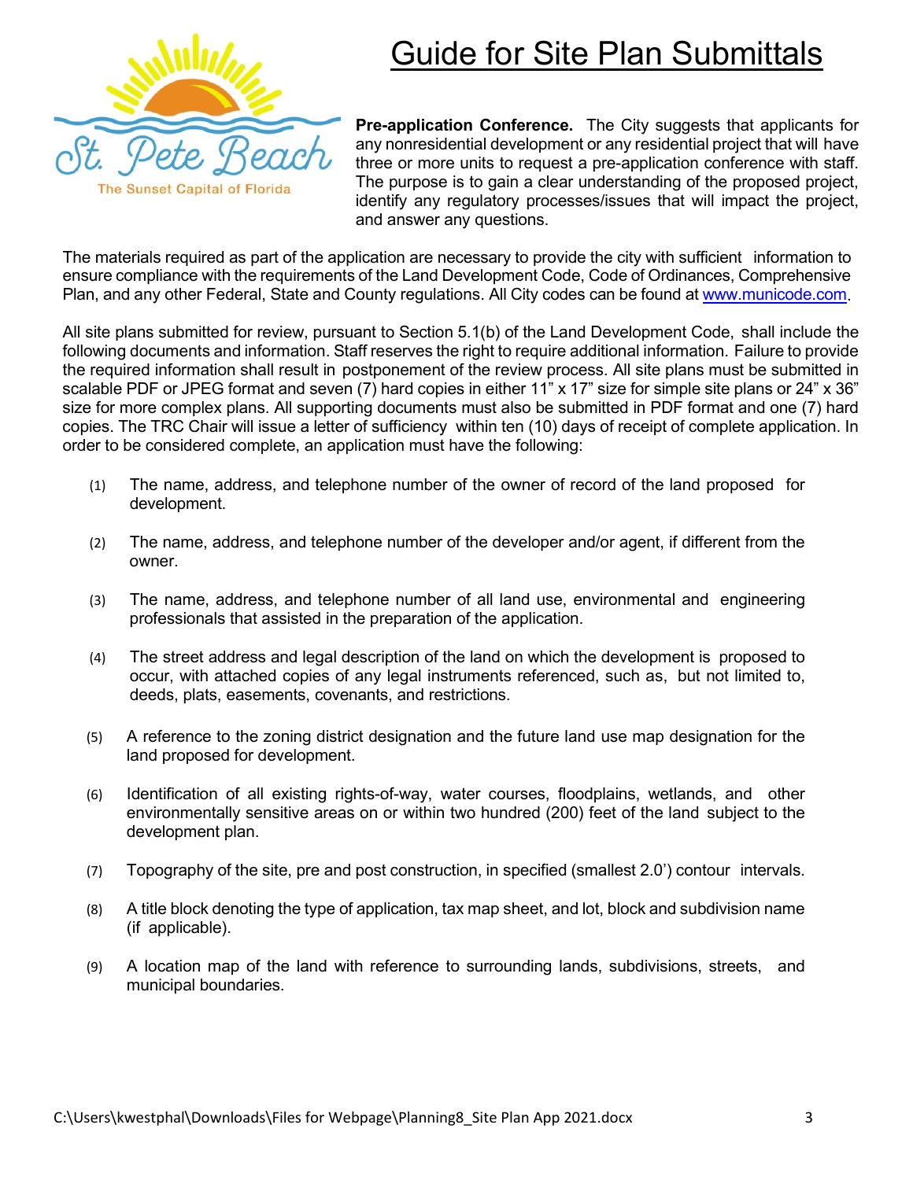# Guide for Site Plan Submittals

**Pre-application Conference.** The City suggests that applicants for any nonresidential development or any residential project that will have three or more units to request a pre-application conference with staff. The purpose is to gain a clear understanding of the proposed project, identify any regulatory processes/issues that will impact the project, and answer any questions.

The materials required as part of the application are necessary to provide the city with sufficient information to ensure compliance with the requirements of the Land Development Code, Code of Ordinances, Comprehensive Plan, and any other Federal, State and County regulations. All City codes can be found at www.municode.com.

All site plans submitted for review, pursuant to Section 5.1(b) of the Land Development Code, shall include the following documents and information. Staff reserves the right to require additional information. Failure to provide the required information shall result in postponement of the review process. All site plans must be submitted in scalable PDF or JPEG format and seven (7) hard copies in either 11" x 17" size for simple site plans or 24" x 36" size for more complex plans. All supporting documents must also be submitted in PDF format and one (7) hard copies. The TRC Chair will issue a letter of sufficiency within ten (10) days of receipt of complete application. In order to be considered complete, an application must have the following:

(1) The name, address, and telephone number of the owner of record of the land proposed for development.

(2) The name, address, and telephone number of the developer and/or agent, if different from the owner.

(3) The name, address, and telephone number of all land use, environmental and engineering professionals that assisted in the preparation of the application.

(4) The street address and legal description of the land on which the development is proposed to occur, with attached copies of any legal instruments referenced, such as, but not limited to, deeds, plats, easements, covenants, and restrictions.

(5) A reference to the zoning district designation and the future land use map designation for the land proposed for development.

(6) Identification of all existing rights-of-way, water courses, floodplains, wetlands, and other environmentally sensitive areas on or within two hundred (200) feet of the land subject to the development plan.

(7) Topography of the site, pre and post construction, in specified (smallest 2.0') contour intervals.

(8) A title block denoting the type of application, tax map sheet, and lot, block and subdivision name (if applicable).

(9) A location map of the land with reference to surrounding lands, subdivisions, streets, and municipal boundaries.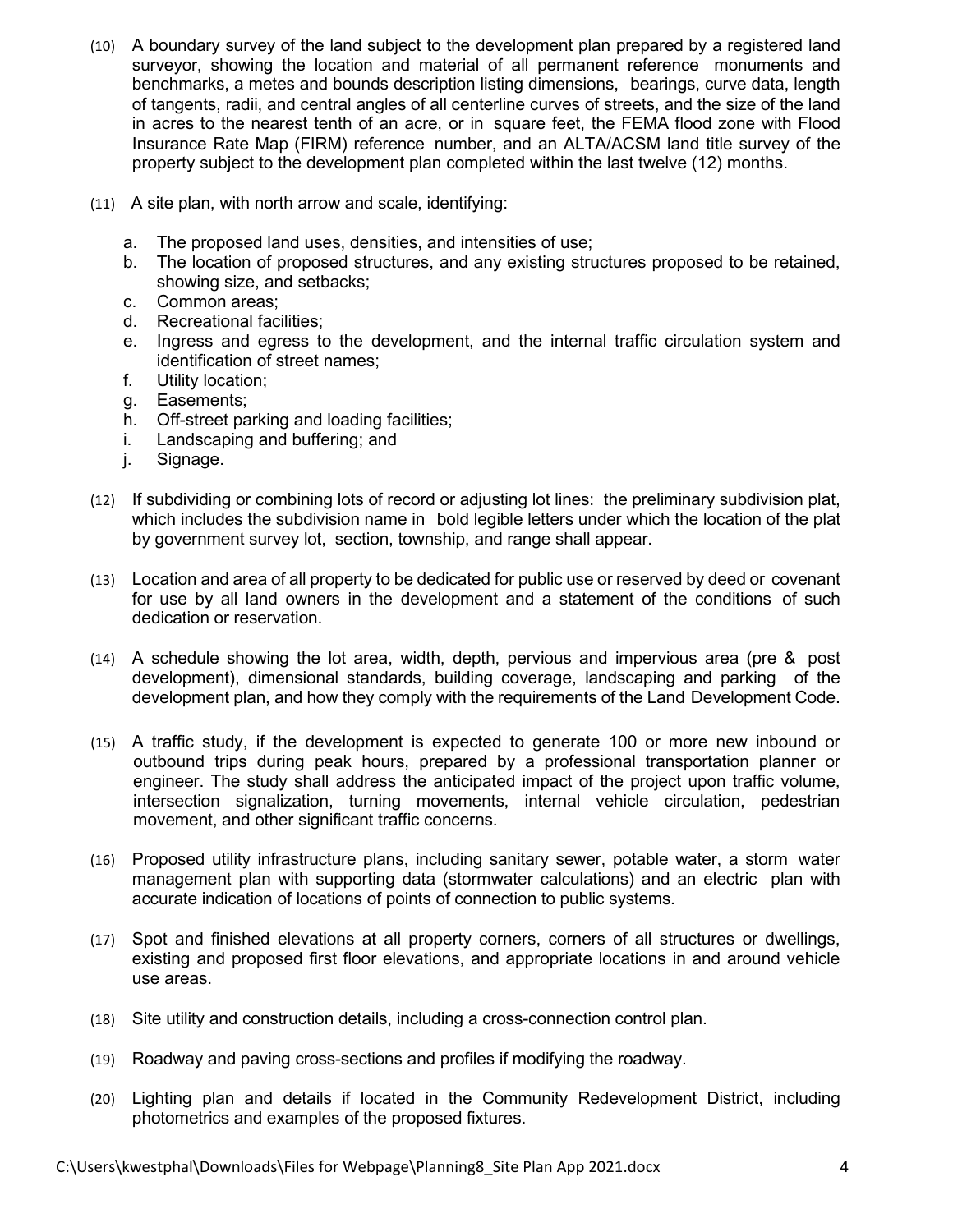(10) A boundary survey of the land subject to the development plan prepared by a registered land surveyor, showing the location and material of all permanent reference monuments and benchmarks, a metes and bounds description listing dimensions, bearings, curve data, length of tangents, radii, and central angles of all centerline curves of streets, and the size of the land in acres to the nearest tenth of an acre, or in square feet, the FEMA flood zone with Flood Insurance Rate Map (FIRM) reference number, and an ALTA/ACSM land title survey of the property subject to the development plan completed within the last twelve (12) months.

(11) A site plan, with north arrow and scale, identifying:

a. The proposed land uses, densities, and intensities of use;
b. The location of proposed structures, and any existing structures proposed to be retained, showing size, and setbacks;
c. Common areas;
d. Recreational facilities;
e. Ingress and egress to the development, and the internal traffic circulation system and identification of street names;
f. Utility location;
g. Easements;
h. Off-street parking and loading facilities;
i. Landscaping and buffering; and
j. Signage.

(12) If subdividing or combining lots of record or adjusting lot lines: the preliminary subdivision plat, which includes the subdivision name in bold legible letters under which the location of the plat by government survey lot, section, township, and range shall appear.

(13) Location and area of all property to be dedicated for public use or reserved by deed or covenant for use by all land owners in the development and a statement of the conditions of such dedication or reservation.

(14) A schedule showing the lot area, width, depth, pervious and impervious area (pre & post development), dimensional standards, building coverage, landscaping and parking of the development plan, and how they comply with the requirements of the Land Development Code.

(15) A traffic study, if the development is expected to generate 100 or more new inbound or outbound trips during peak hours, prepared by a professional transportation planner or engineer. The study shall address the anticipated impact of the project upon traffic volume, intersection signalization, turning movements, internal vehicle circulation, pedestrian movement, and other significant traffic concerns.

(16) Proposed utility infrastructure plans, including sanitary sewer, potable water, a storm water management plan with supporting data (stormwater calculations) and an electric plan with accurate indication of locations of points of connection to public systems.

(17) Spot and finished elevations at all property corners, corners of all structures or dwellings, existing and proposed first floor elevations, and appropriate locations in and around vehicle use areas.

(18) Site utility and construction details, including a cross-connection control plan.

(19) Roadway and paving cross-sections and profiles if modifying the roadway.

(20) Lighting plan and details if located in the Community Redevelopment District, including photometrics and examples of the proposed fixtures.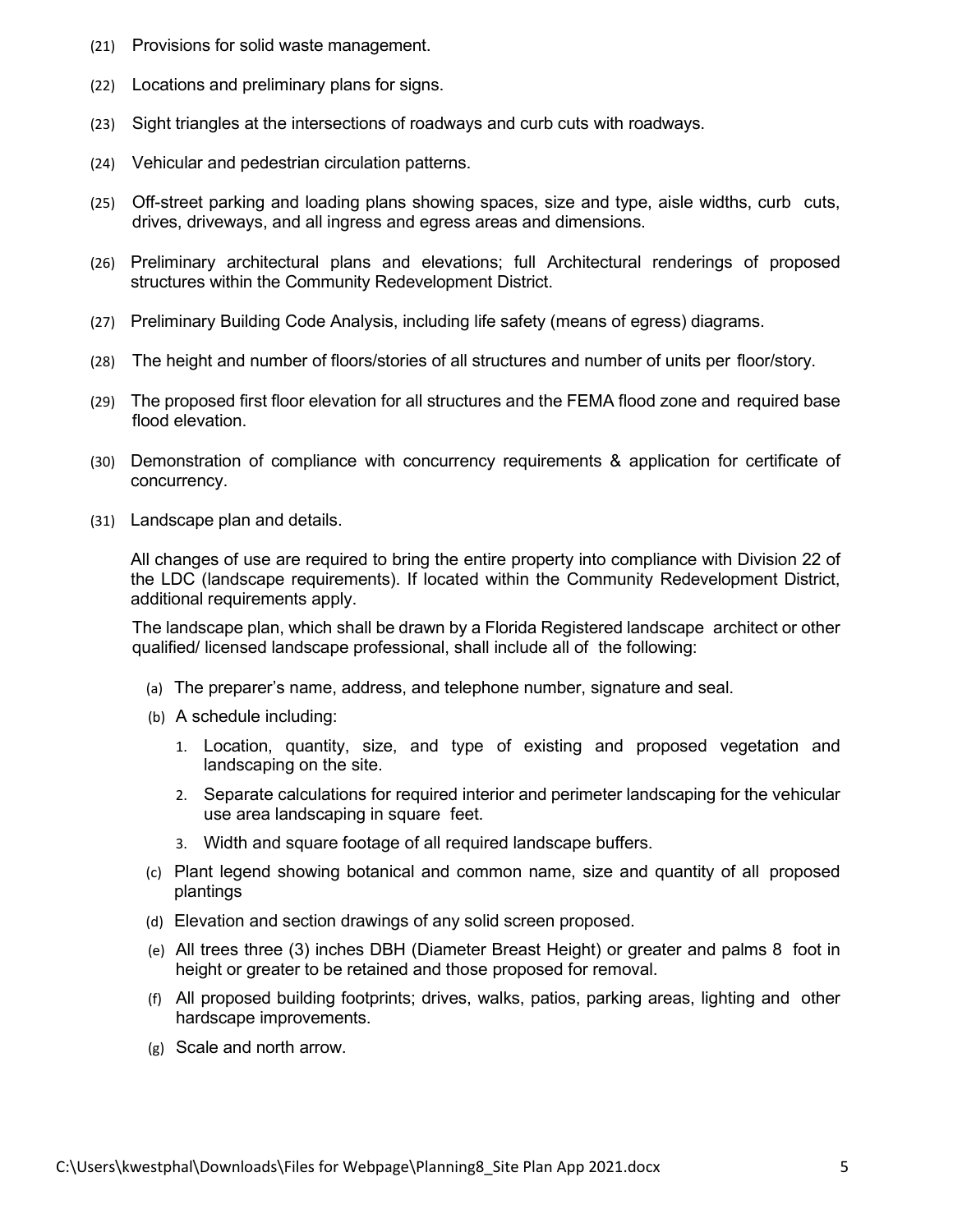(21) Provisions for solid waste management.

(22) Locations and preliminary plans for signs.

(23) Sight triangles at the intersections of roadways and curb cuts with roadways.

(24) Vehicular and pedestrian circulation patterns.

(25) Off-street parking and loading plans showing spaces, size and type, aisle widths, curb cuts, drives, driveways, and all ingress and egress areas and dimensions.

(26) Preliminary architectural plans and elevations; full Architectural renderings of proposed structures within the Community Redevelopment District.

(27) Preliminary Building Code Analysis, including life safety (means of egress) diagrams.

(28) The height and number of floors/stories of all structures and number of units per floor/story.

(29) The proposed first floor elevation for all structures and the FEMA flood zone and required base flood elevation.

(30) Demonstration of compliance with concurrency requirements & application for certificate of concurrency.

(31) Landscape plan and details.

All changes of use are required to bring the entire property into compliance with Division 22 of the LDC (landscape requirements). If located within the Community Redevelopment District, additional requirements apply.

The landscape plan, which shall be drawn by a Florida Registered landscape architect or other qualified/ licensed landscape professional, shall include all of the following:

- (a) The preparer's name, address, and telephone number, signature and seal.
- (b) A schedule including:
  1. Location, quantity, size, and type of existing and proposed vegetation and landscaping on the site.
  2. Separate calculations for required interior and perimeter landscaping for the vehicular use area landscaping in square feet.
  3. Width and square footage of all required landscape buffers.
- (c) Plant legend showing botanical and common name, size and quantity of all proposed plantings
- (d) Elevation and section drawings of any solid screen proposed.
- (e) All trees three (3) inches DBH (Diameter Breast Height) or greater and palms 8 foot in height or greater to be retained and those proposed for removal.
- (f) All proposed building footprints; drives, walks, patios, parking areas, lighting and other hardscape improvements.
- (g) Scale and north arrow.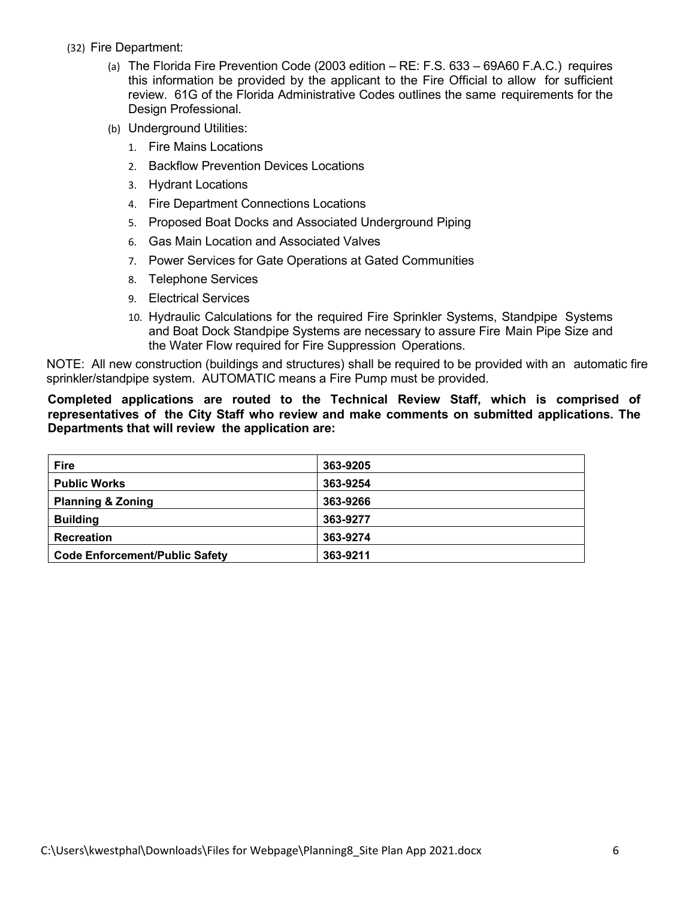(32) Fire Department:

(a) The Florida Fire Prevention Code (2003 edition – RE: F.S. 633 – 69A60 F.A.C.) requires this information be provided by the applicant to the Fire Official to allow for sufficient review. 61G of the Florida Administrative Codes outlines the same requirements for the Design Professional.

(b) Underground Utilities:

1. Fire Mains Locations
2. Backflow Prevention Devices Locations
3. Hydrant Locations
4. Fire Department Connections Locations
5. Proposed Boat Docks and Associated Underground Piping
6. Gas Main Location and Associated Valves
7. Power Services for Gate Operations at Gated Communities
8. Telephone Services
9. Electrical Services
10. Hydraulic Calculations for the required Fire Sprinkler Systems, Standpipe Systems and Boat Dock Standpipe Systems are necessary to assure Fire Main Pipe Size and the Water Flow required for Fire Suppression Operations.

NOTE: All new construction (buildings and structures) shall be required to be provided with an automatic fire sprinkler/standpipe system. AUTOMATIC means a Fire Pump must be provided.

**Completed applications are routed to the Technical Review Staff, which is comprised of representatives of the City Staff who review and make comments on submitted applications. The Departments that will review the application are:**

| **Fire** | **363-9205** |
|---|---|
| **Public Works** | **363-9254** |
| **Planning & Zoning** | **363-9266** |
| **Building** | **363-9277** |
| **Recreation** | **363-9274** |
| **Code Enforcement/Public Safety** | **363-9211** |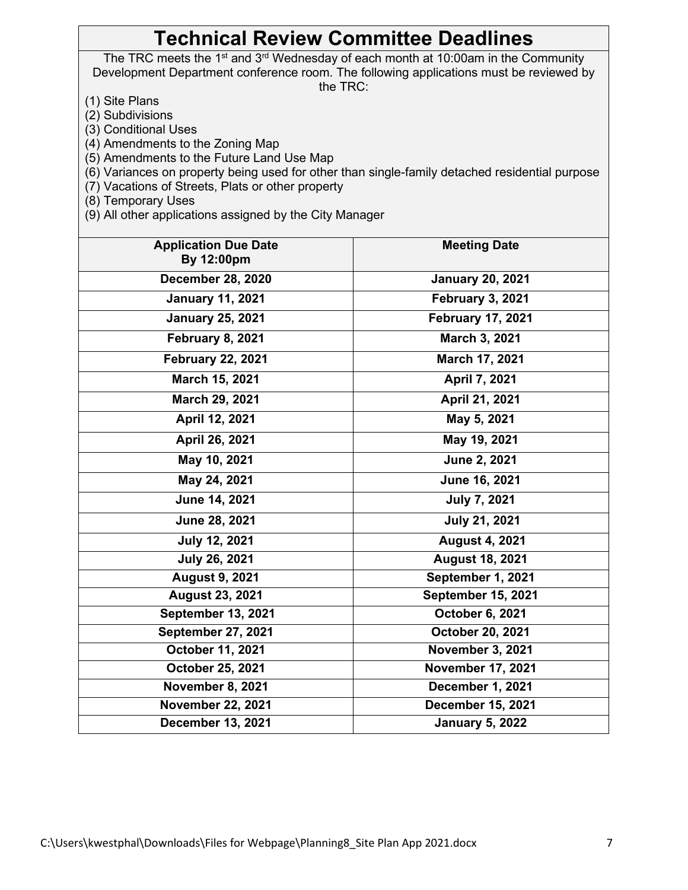# Technical Review Committee Deadlines

The TRC meets the 1st and 3rd Wednesday of each month at 10:00am in the Community Development Department conference room. The following applications must be reviewed by the TRC:

(1) Site Plans
(2) Subdivisions
(3) Conditional Uses
(4) Amendments to the Zoning Map
(5) Amendments to the Future Land Use Map
(6) Variances on property being used for other than single-family detached residential purpose
(7) Vacations of Streets, Plats or other property
(8) Temporary Uses
(9) All other applications assigned by the City Manager

| Application Due Date By 12:00pm | Meeting Date |
|---|---|
| **December 28, 2020** | **January 20, 2021** |
| **January 11, 2021** | **February 3, 2021** |
| **January 25, 2021** | **February 17, 2021** |
| **February 8, 2021** | **March 3, 2021** |
| **February 22, 2021** | **March 17, 2021** |
| **March 15, 2021** | **April 7, 2021** |
| **March 29, 2021** | **April 21, 2021** |
| **April 12, 2021** | **May 5, 2021** |
| **April 26, 2021** | **May 19, 2021** |
| **May 10, 2021** | **June 2, 2021** |
| **May 24, 2021** | **June 16, 2021** |
| **June 14, 2021** | **July 7, 2021** |
| **June 28, 2021** | **July 21, 2021** |
| **July 12, 2021** | **August 4, 2021** |
| **July 26, 2021** | **August 18, 2021** |
| **August 9, 2021** | **September 1, 2021** |
| **August 23, 2021** | **September 15, 2021** |
| **September 13, 2021** | **October 6, 2021** |
| **September 27, 2021** | **October 20, 2021** |
| **October 11, 2021** | **November 3, 2021** |
| **October 25, 2021** | **November 17, 2021** |
| **November 8, 2021** | **December 1, 2021** |
| **November 22, 2021** | **December 15, 2021** |
| **December 13, 2021** | **January 5, 2022** |

C:\Users\kwestphal\Downloads\Files for Webpage\Planning8_Site Plan App 2021.docx